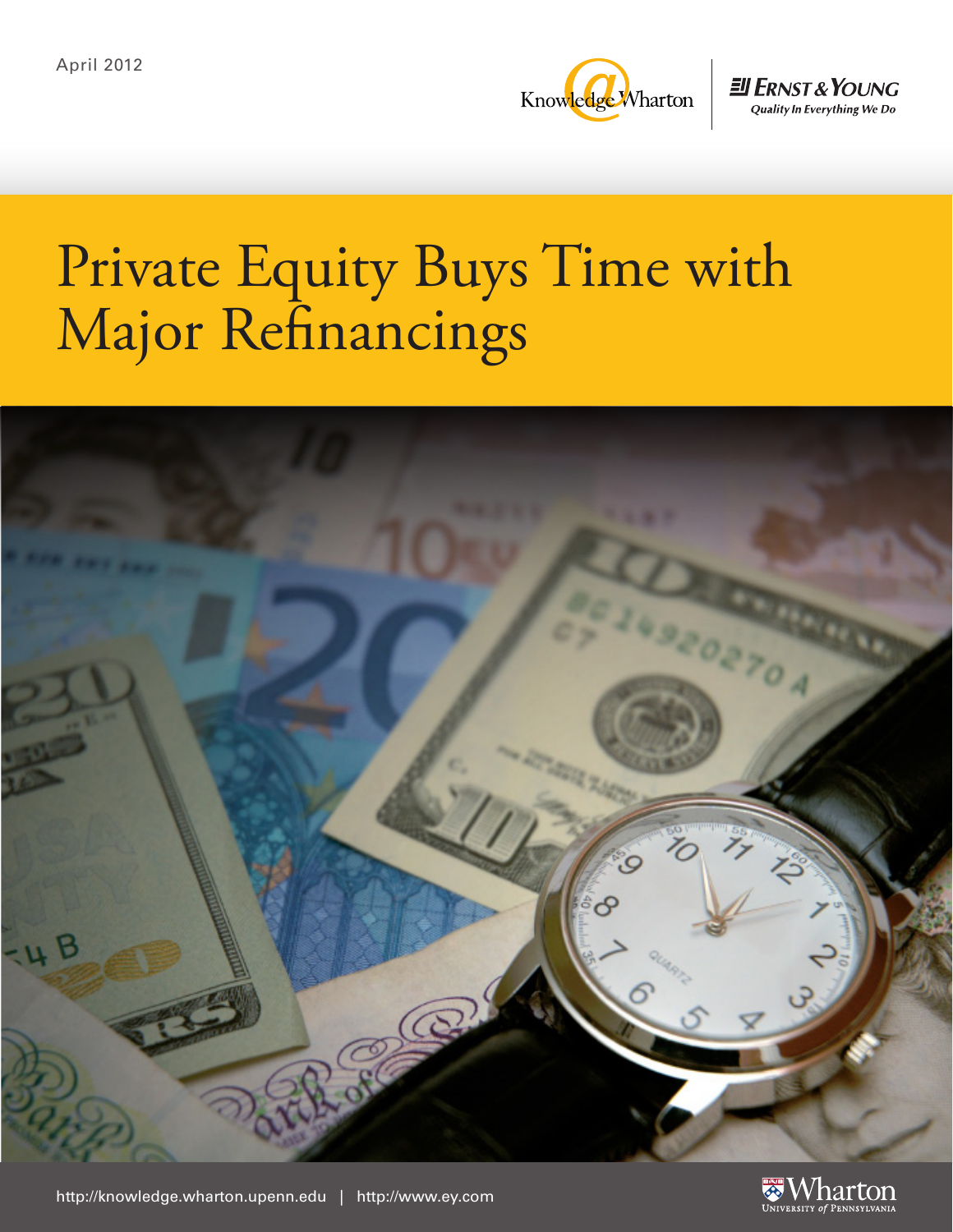April 2012

Knowledge@Wharton | Ernst & Young — Quality In Everything We Do

# Private Equity Buys Time with Major Refinancings

http://knowledge.wharton.upenn.edu | http://www.ey.com

Wharton — University of Pennsylvania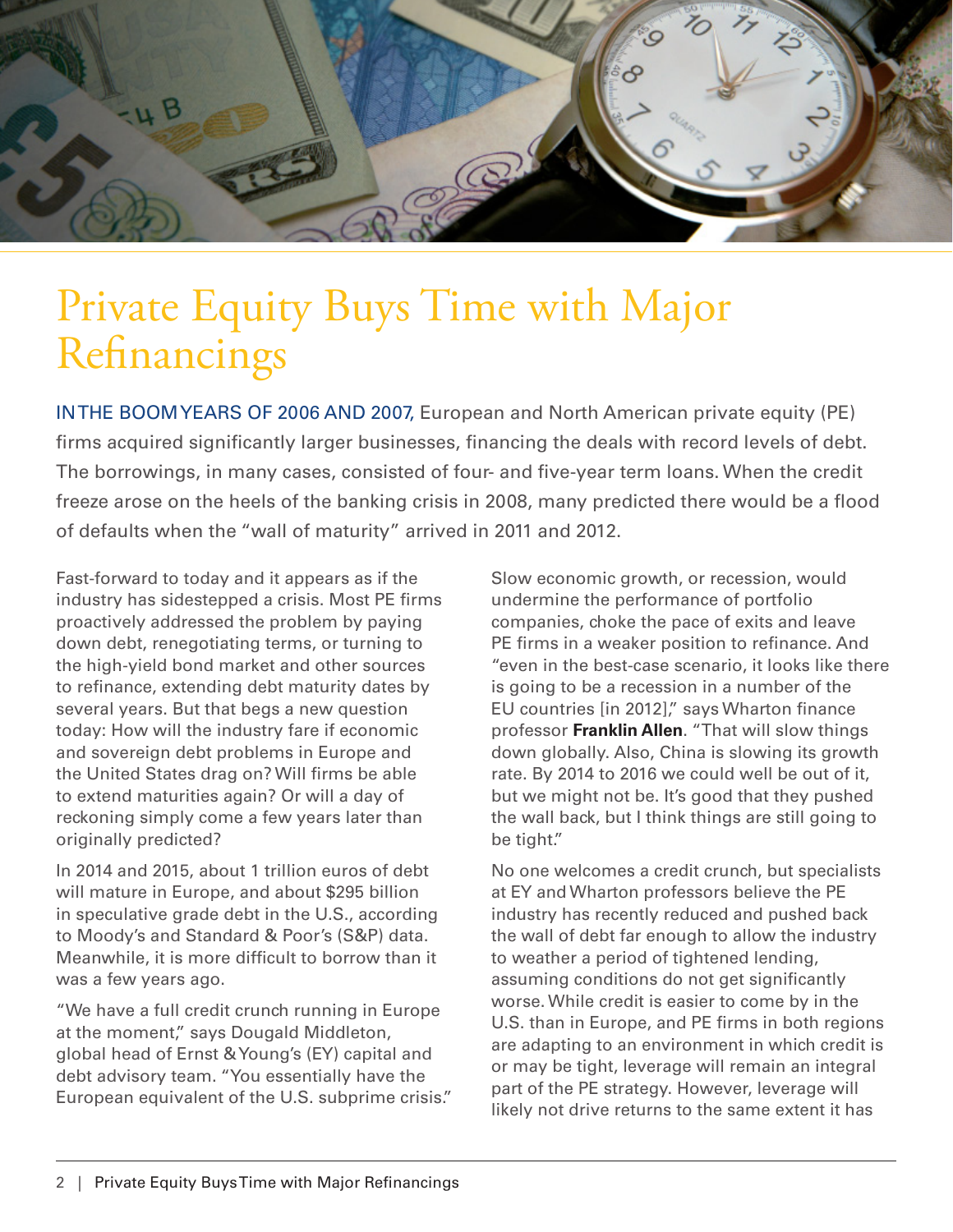# Private Equity Buys Time with Major Refinancings

IN THE BOOM YEARS OF 2006 AND 2007, European and North American private equity (PE) firms acquired significantly larger businesses, financing the deals with record levels of debt. The borrowings, in many cases, consisted of four- and five-year term loans. When the credit freeze arose on the heels of the banking crisis in 2008, many predicted there would be a flood of defaults when the "wall of maturity" arrived in 2011 and 2012.

Fast-forward to today and it appears as if the industry has sidestepped a crisis. Most PE firms proactively addressed the problem by paying down debt, renegotiating terms, or turning to the high-yield bond market and other sources to refinance, extending debt maturity dates by several years. But that begs a new question today: How will the industry fare if economic and sovereign debt problems in Europe and the United States drag on? Will firms be able to extend maturities again? Or will a day of reckoning simply come a few years later than originally predicted?

In 2014 and 2015, about 1 trillion euros of debt will mature in Europe, and about $295 billion in speculative grade debt in the U.S., according to Moody's and Standard & Poor's (S&P) data. Meanwhile, it is more difficult to borrow than it was a few years ago.

"We have a full credit crunch running in Europe at the moment," says Dougald Middleton, global head of Ernst & Young's (EY) capital and debt advisory team. "You essentially have the European equivalent of the U.S. subprime crisis."

Slow economic growth, or recession, would undermine the performance of portfolio companies, choke the pace of exits and leave PE firms in a weaker position to refinance. And "even in the best-case scenario, it looks like there is going to be a recession in a number of the EU countries [in 2012]," says Wharton finance professor **Franklin Allen**. "That will slow things down globally. Also, China is slowing its growth rate. By 2014 to 2016 we could well be out of it, but we might not be. It's good that they pushed the wall back, but I think things are still going to be tight."

No one welcomes a credit crunch, but specialists at EY and Wharton professors believe the PE industry has recently reduced and pushed back the wall of debt far enough to allow the industry to weather a period of tightened lending, assuming conditions do not get significantly worse. While credit is easier to come by in the U.S. than in Europe, and PE firms in both regions are adapting to an environment in which credit is or may be tight, leverage will remain an integral part of the PE strategy. However, leverage will likely not drive returns to the same extent it has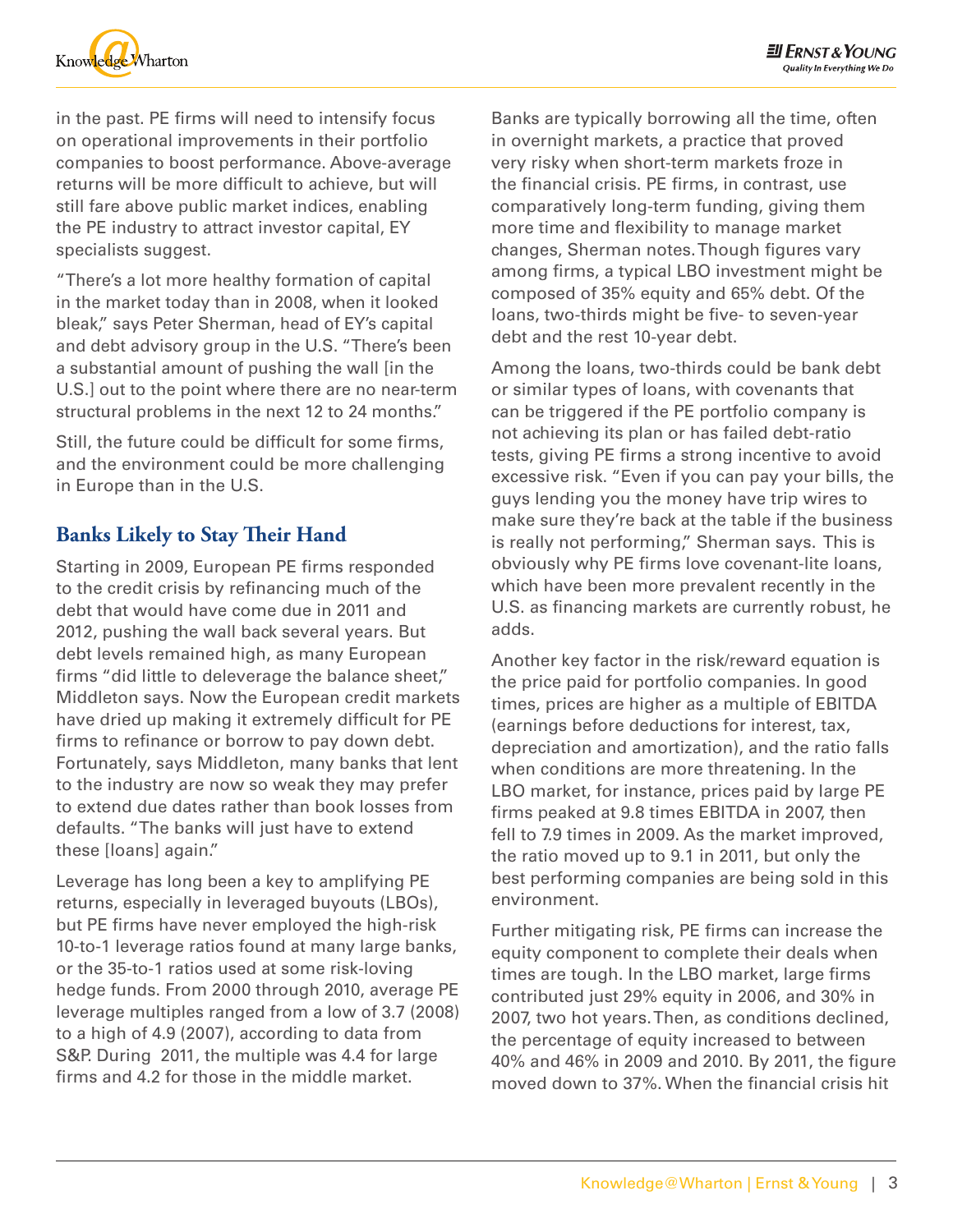in the past. PE firms will need to intensify focus on operational improvements in their portfolio companies to boost performance. Above-average returns will be more difficult to achieve, but will still fare above public market indices, enabling the PE industry to attract investor capital, EY specialists suggest.

"There's a lot more healthy formation of capital in the market today than in 2008, when it looked bleak," says Peter Sherman, head of EY's capital and debt advisory group in the U.S. "There's been a substantial amount of pushing the wall [in the U.S.] out to the point where there are no near-term structural problems in the next 12 to 24 months."

Still, the future could be difficult for some firms, and the environment could be more challenging in Europe than in the U.S.

## Banks Likely to Stay Their Hand

Starting in 2009, European PE firms responded to the credit crisis by refinancing much of the debt that would have come due in 2011 and 2012, pushing the wall back several years. But debt levels remained high, as many European firms "did little to deleverage the balance sheet," Middleton says. Now the European credit markets have dried up making it extremely difficult for PE firms to refinance or borrow to pay down debt. Fortunately, says Middleton, many banks that lent to the industry are now so weak they may prefer to extend due dates rather than book losses from defaults. "The banks will just have to extend these [loans] again."

Leverage has long been a key to amplifying PE returns, especially in leveraged buyouts (LBOs), but PE firms have never employed the high-risk 10-to-1 leverage ratios found at many large banks, or the 35-to-1 ratios used at some risk-loving hedge funds. From 2000 through 2010, average PE leverage multiples ranged from a low of 3.7 (2008) to a high of 4.9 (2007), according to data from S&P. During 2011, the multiple was 4.4 for large firms and 4.2 for those in the middle market.

Banks are typically borrowing all the time, often in overnight markets, a practice that proved very risky when short-term markets froze in the financial crisis. PE firms, in contrast, use comparatively long-term funding, giving them more time and flexibility to manage market changes, Sherman notes. Though figures vary among firms, a typical LBO investment might be composed of 35% equity and 65% debt. Of the loans, two-thirds might be five- to seven-year debt and the rest 10-year debt.

Among the loans, two-thirds could be bank debt or similar types of loans, with covenants that can be triggered if the PE portfolio company is not achieving its plan or has failed debt-ratio tests, giving PE firms a strong incentive to avoid excessive risk. "Even if you can pay your bills, the guys lending you the money have trip wires to make sure they're back at the table if the business is really not performing," Sherman says. This is obviously why PE firms love covenant-lite loans, which have been more prevalent recently in the U.S. as financing markets are currently robust, he adds.

Another key factor in the risk/reward equation is the price paid for portfolio companies. In good times, prices are higher as a multiple of EBITDA (earnings before deductions for interest, tax, depreciation and amortization), and the ratio falls when conditions are more threatening. In the LBO market, for instance, prices paid by large PE firms peaked at 9.8 times EBITDA in 2007, then fell to 7.9 times in 2009. As the market improved, the ratio moved up to 9.1 in 2011, but only the best performing companies are being sold in this environment.

Further mitigating risk, PE firms can increase the equity component to complete their deals when times are tough. In the LBO market, large firms contributed just 29% equity in 2006, and 30% in 2007, two hot years. Then, as conditions declined, the percentage of equity increased to between 40% and 46% in 2009 and 2010. By 2011, the figure moved down to 37%. When the financial crisis hit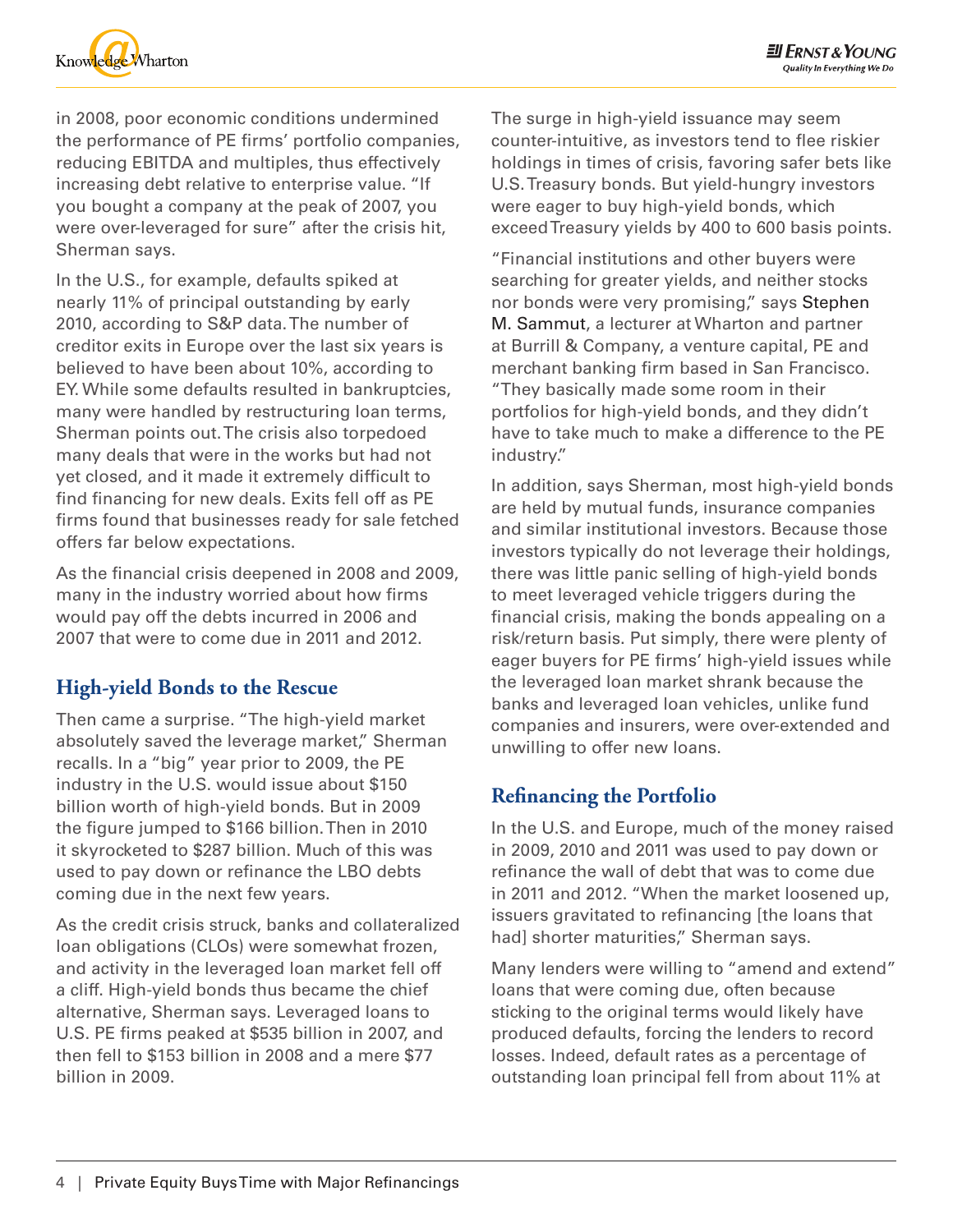in 2008, poor economic conditions undermined the performance of PE firms' portfolio companies, reducing EBITDA and multiples, thus effectively increasing debt relative to enterprise value. "If you bought a company at the peak of 2007, you were over-leveraged for sure" after the crisis hit, Sherman says.

In the U.S., for example, defaults spiked at nearly 11% of principal outstanding by early 2010, according to S&P data. The number of creditor exits in Europe over the last six years is believed to have been about 10%, according to EY. While some defaults resulted in bankruptcies, many were handled by restructuring loan terms, Sherman points out. The crisis also torpedoed many deals that were in the works but had not yet closed, and it made it extremely difficult to find financing for new deals. Exits fell off as PE firms found that businesses ready for sale fetched offers far below expectations.

As the financial crisis deepened in 2008 and 2009, many in the industry worried about how firms would pay off the debts incurred in 2006 and 2007 that were to come due in 2011 and 2012.

## High-yield Bonds to the Rescue

Then came a surprise. "The high-yield market absolutely saved the leverage market," Sherman recalls. In a "big" year prior to 2009, the PE industry in the U.S. would issue about $150 billion worth of high-yield bonds. But in 2009 the figure jumped to $166 billion. Then in 2010 it skyrocketed to $287 billion. Much of this was used to pay down or refinance the LBO debts coming due in the next few years.

As the credit crisis struck, banks and collateralized loan obligations (CLOs) were somewhat frozen, and activity in the leveraged loan market fell off a cliff. High-yield bonds thus became the chief alternative, Sherman says. Leveraged loans to U.S. PE firms peaked at $535 billion in 2007, and then fell to $153 billion in 2008 and a mere $77 billion in 2009.

The surge in high-yield issuance may seem counter-intuitive, as investors tend to flee riskier holdings in times of crisis, favoring safer bets like U.S. Treasury bonds. But yield-hungry investors were eager to buy high-yield bonds, which exceed Treasury yields by 400 to 600 basis points.

"Financial institutions and other buyers were searching for greater yields, and neither stocks nor bonds were very promising," says Stephen M. Sammut, a lecturer at Wharton and partner at Burrill & Company, a venture capital, PE and merchant banking firm based in San Francisco. "They basically made some room in their portfolios for high-yield bonds, and they didn't have to take much to make a difference to the PE industry."

In addition, says Sherman, most high-yield bonds are held by mutual funds, insurance companies and similar institutional investors. Because those investors typically do not leverage their holdings, there was little panic selling of high-yield bonds to meet leveraged vehicle triggers during the financial crisis, making the bonds appealing on a risk/return basis. Put simply, there were plenty of eager buyers for PE firms' high-yield issues while the leveraged loan market shrank because the banks and leveraged loan vehicles, unlike fund companies and insurers, were over-extended and unwilling to offer new loans.

## Refinancing the Portfolio

In the U.S. and Europe, much of the money raised in 2009, 2010 and 2011 was used to pay down or refinance the wall of debt that was to come due in 2011 and 2012. "When the market loosened up, issuers gravitated to refinancing [the loans that had] shorter maturities," Sherman says.

Many lenders were willing to "amend and extend" loans that were coming due, often because sticking to the original terms would likely have produced defaults, forcing the lenders to record losses. Indeed, default rates as a percentage of outstanding loan principal fell from about 11% at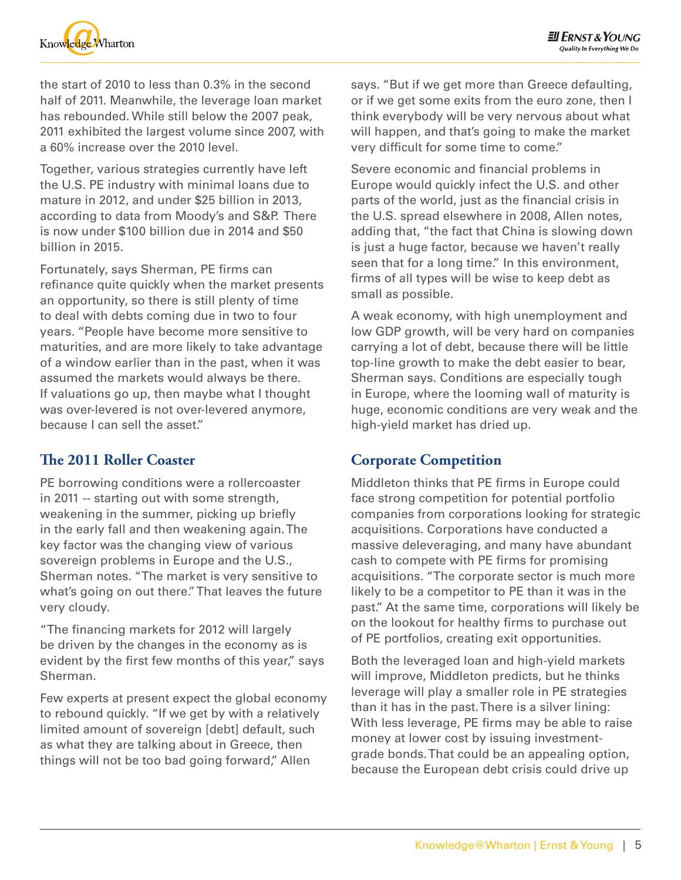the start of 2010 to less than 0.3% in the second half of 2011. Meanwhile, the leverage loan market has rebounded. While still below the 2007 peak, 2011 exhibited the largest volume since 2007, with a 60% increase over the 2010 level.

Together, various strategies currently have left the U.S. PE industry with minimal loans due to mature in 2012, and under $25 billion in 2013, according to data from Moody's and S&P. There is now under $100 billion due in 2014 and $50 billion in 2015.

Fortunately, says Sherman, PE firms can refinance quite quickly when the market presents an opportunity, so there is still plenty of time to deal with debts coming due in two to four years. "People have become more sensitive to maturities, and are more likely to take advantage of a window earlier than in the past, when it was assumed the markets would always be there. If valuations go up, then maybe what I thought was over-levered is not over-levered anymore, because I can sell the asset."

## The 2011 Roller Coaster

PE borrowing conditions were a rollercoaster in 2011 -- starting out with some strength, weakening in the summer, picking up briefly in the early fall and then weakening again. The key factor was the changing view of various sovereign problems in Europe and the U.S., Sherman notes. "The market is very sensitive to what's going on out there." That leaves the future very cloudy.

"The financing markets for 2012 will largely be driven by the changes in the economy as is evident by the first few months of this year," says Sherman.

Few experts at present expect the global economy to rebound quickly. "If we get by with a relatively limited amount of sovereign [debt] default, such as what they are talking about in Greece, then things will not be too bad going forward," Allen says. "But if we get more than Greece defaulting, or if we get some exits from the euro zone, then I think everybody will be very nervous about what will happen, and that's going to make the market very difficult for some time to come."

Severe economic and financial problems in Europe would quickly infect the U.S. and other parts of the world, just as the financial crisis in the U.S. spread elsewhere in 2008, Allen notes, adding that, "the fact that China is slowing down is just a huge factor, because we haven't really seen that for a long time." In this environment, firms of all types will be wise to keep debt as small as possible.

A weak economy, with high unemployment and low GDP growth, will be very hard on companies carrying a lot of debt, because there will be little top-line growth to make the debt easier to bear, Sherman says. Conditions are especially tough in Europe, where the looming wall of maturity is huge, economic conditions are very weak and the high-yield market has dried up.

## Corporate Competition

Middleton thinks that PE firms in Europe could face strong competition for potential portfolio companies from corporations looking for strategic acquisitions. Corporations have conducted a massive deleveraging, and many have abundant cash to compete with PE firms for promising acquisitions. "The corporate sector is much more likely to be a competitor to PE than it was in the past." At the same time, corporations will likely be on the lookout for healthy firms to purchase out of PE portfolios, creating exit opportunities.

Both the leveraged loan and high-yield markets will improve, Middleton predicts, but he thinks leverage will play a smaller role in PE strategies than it has in the past. There is a silver lining: With less leverage, PE firms may be able to raise money at lower cost by issuing investment-grade bonds. That could be an appealing option, because the European debt crisis could drive up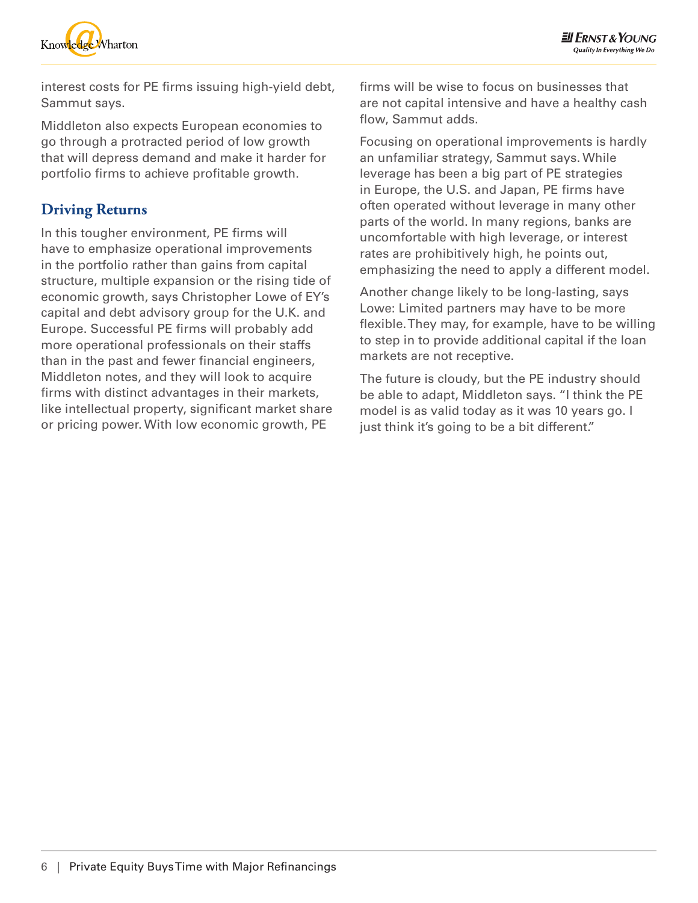interest costs for PE firms issuing high-yield debt, Sammut says.

Middleton also expects European economies to go through a protracted period of low growth that will depress demand and make it harder for portfolio firms to achieve profitable growth.

## Driving Returns

In this tougher environment, PE firms will have to emphasize operational improvements in the portfolio rather than gains from capital structure, multiple expansion or the rising tide of economic growth, says Christopher Lowe of EY's capital and debt advisory group for the U.K. and Europe. Successful PE firms will probably add more operational professionals on their staffs than in the past and fewer financial engineers, Middleton notes, and they will look to acquire firms with distinct advantages in their markets, like intellectual property, significant market share or pricing power. With low economic growth, PE firms will be wise to focus on businesses that are not capital intensive and have a healthy cash flow, Sammut adds.

Focusing on operational improvements is hardly an unfamiliar strategy, Sammut says. While leverage has been a big part of PE strategies in Europe, the U.S. and Japan, PE firms have often operated without leverage in many other parts of the world. In many regions, banks are uncomfortable with high leverage, or interest rates are prohibitively high, he points out, emphasizing the need to apply a different model.

Another change likely to be long-lasting, says Lowe: Limited partners may have to be more flexible. They may, for example, have to be willing to step in to provide additional capital if the loan markets are not receptive.

The future is cloudy, but the PE industry should be able to adapt, Middleton says. "I think the PE model is as valid today as it was 10 years go. I just think it's going to be a bit different."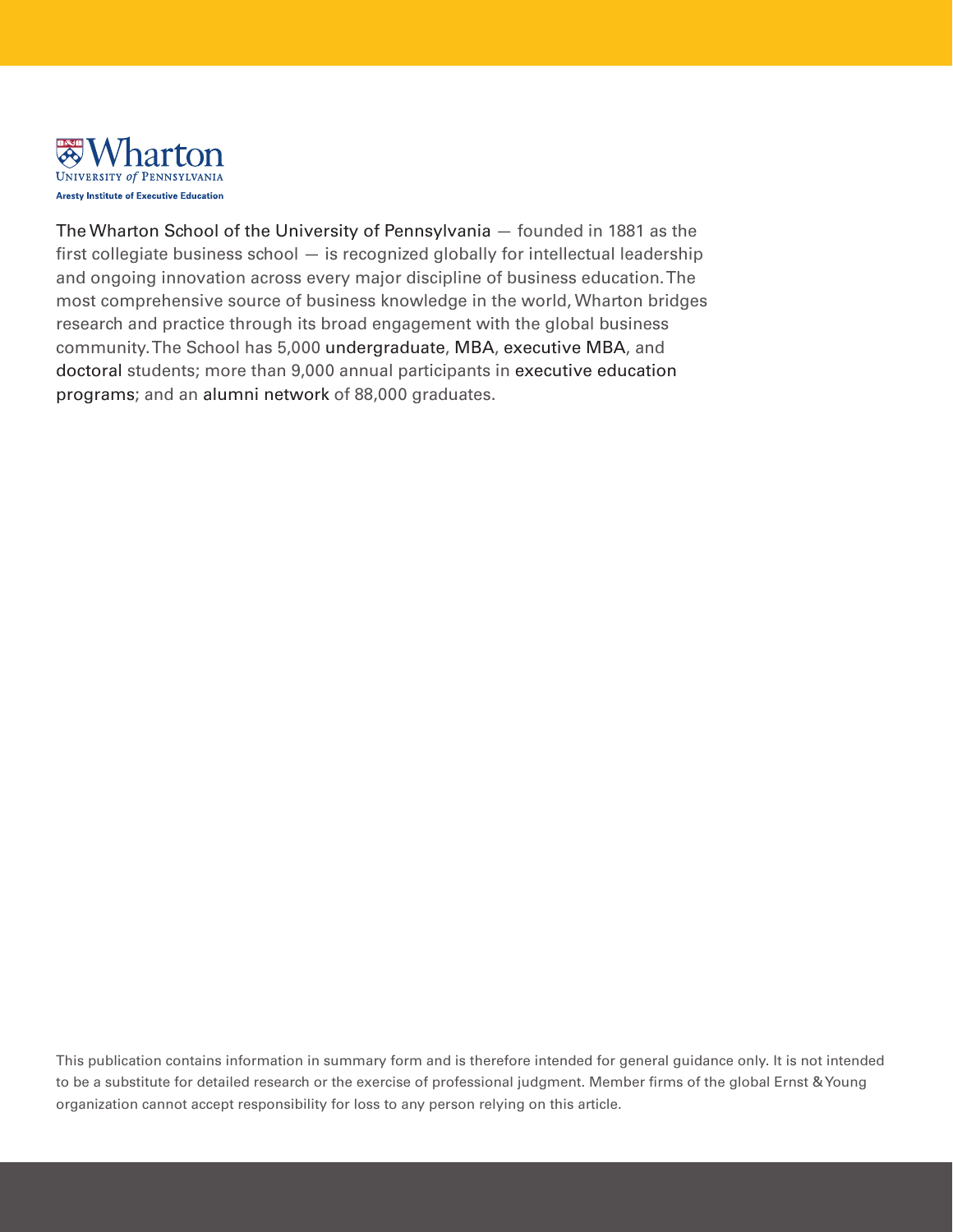Wharton
UNIVERSITY of PENNSYLVANIA
Aresty Institute of Executive Education

The Wharton School of the University of Pennsylvania — founded in 1881 as the first collegiate business school — is recognized globally for intellectual leadership and ongoing innovation across every major discipline of business education. The most comprehensive source of business knowledge in the world, Wharton bridges research and practice through its broad engagement with the global business community. The School has 5,000 undergraduate, MBA, executive MBA, and doctoral students; more than 9,000 annual participants in executive education programs; and an alumni network of 88,000 graduates.

This publication contains information in summary form and is therefore intended for general guidance only. It is not intended to be a substitute for detailed research or the exercise of professional judgment. Member firms of the global Ernst & Young organization cannot accept responsibility for loss to any person relying on this article.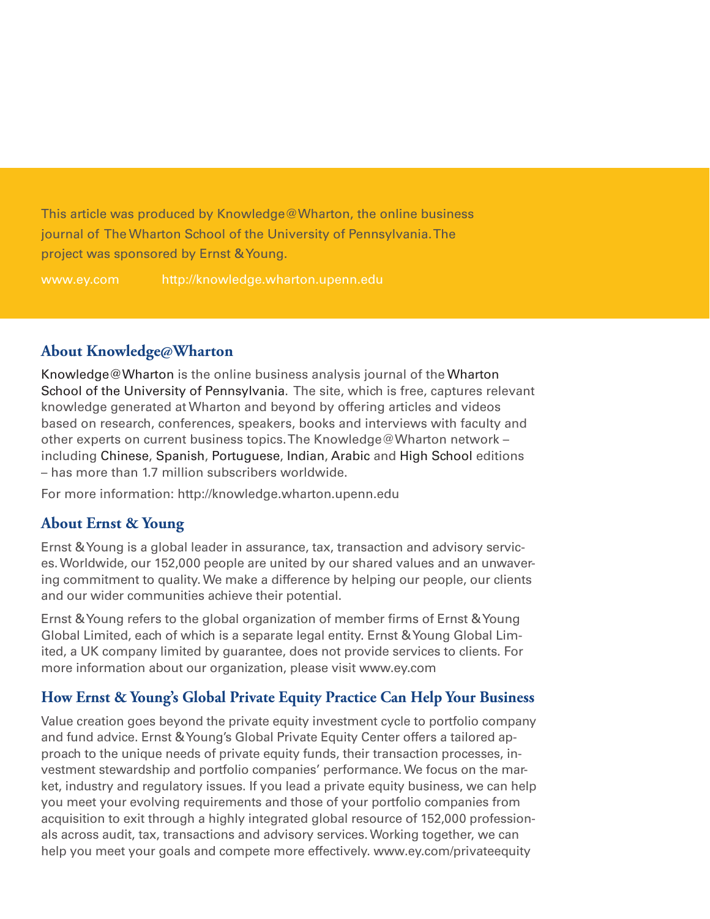This article was produced by Knowledge@Wharton, the online business journal of The Wharton School of the University of Pennsylvania. The project was sponsored by Ernst & Young.

www.ey.com http://knowledge.wharton.upenn.edu

## About Knowledge@Wharton

Knowledge@Wharton is the online business analysis journal of the Wharton School of the University of Pennsylvania. The site, which is free, captures relevant knowledge generated at Wharton and beyond by offering articles and videos based on research, conferences, speakers, books and interviews with faculty and other experts on current business topics. The Knowledge@Wharton network – including Chinese, Spanish, Portuguese, Indian, Arabic and High School editions – has more than 1.7 million subscribers worldwide.

For more information: http://knowledge.wharton.upenn.edu

## About Ernst & Young

Ernst & Young is a global leader in assurance, tax, transaction and advisory services. Worldwide, our 152,000 people are united by our shared values and an unwavering commitment to quality. We make a difference by helping our people, our clients and our wider communities achieve their potential.

Ernst & Young refers to the global organization of member firms of Ernst & Young Global Limited, each of which is a separate legal entity. Ernst & Young Global Limited, a UK company limited by guarantee, does not provide services to clients. For more information about our organization, please visit www.ey.com

## How Ernst & Young's Global Private Equity Practice Can Help Your Business

Value creation goes beyond the private equity investment cycle to portfolio company and fund advice. Ernst & Young's Global Private Equity Center offers a tailored approach to the unique needs of private equity funds, their transaction processes, investment stewardship and portfolio companies' performance. We focus on the market, industry and regulatory issues. If you lead a private equity business, we can help you meet your evolving requirements and those of your portfolio companies from acquisition to exit through a highly integrated global resource of 152,000 professionals across audit, tax, transactions and advisory services. Working together, we can help you meet your goals and compete more effectively. www.ey.com/privateequity